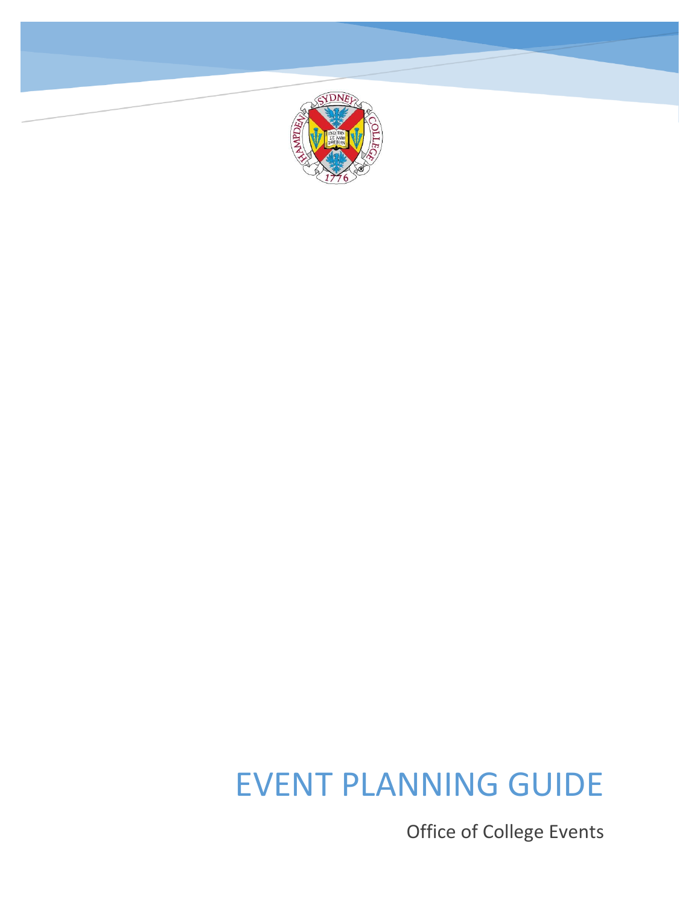# EVENT PLANNING GUIDE

Office of College Events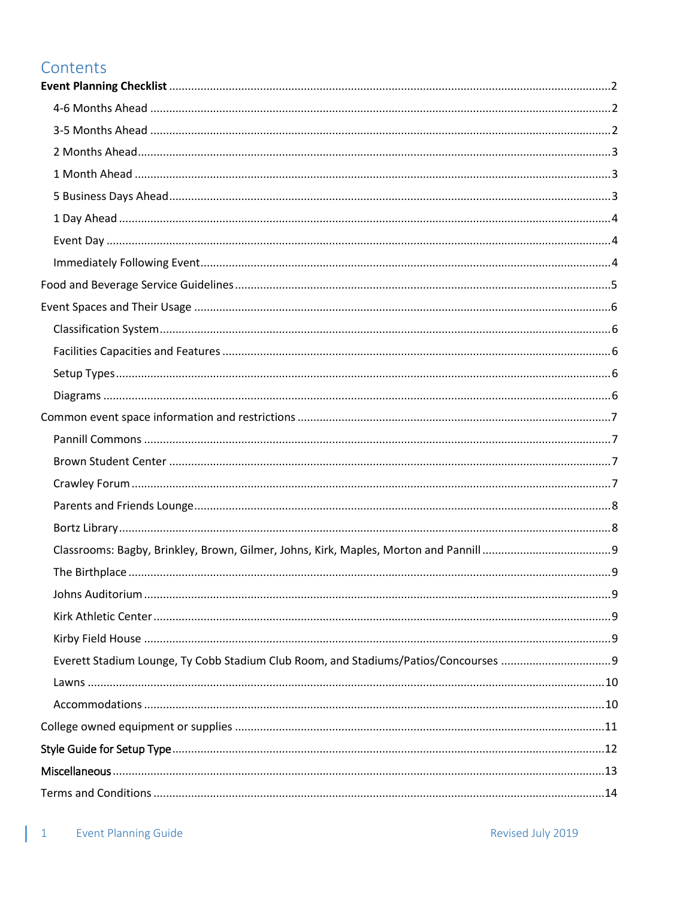# Contents

**Event Planning Checklist** ... 2

- 4-6 Months Ahead ... 2
- 3-5 Months Ahead ... 2
- 2 Months Ahead ... 3
- 1 Month Ahead ... 3
- 5 Business Days Ahead ... 3
- 1 Day Ahead ... 4
- Event Day ... 4
- Immediately Following Event ... 4

Food and Beverage Service Guidelines ... 5

Event Spaces and Their Usage ... 6

- Classification System ... 6
- Facilities Capacities and Features ... 6
- Setup Types ... 6
- Diagrams ... 6

Common event space information and restrictions ... 7

- Pannill Commons ... 7
- Brown Student Center ... 7
- Crawley Forum ... 7
- Parents and Friends Lounge ... 8
- Bortz Library ... 8
- Classrooms: Bagby, Brinkley, Brown, Gilmer, Johns, Kirk, Maples, Morton and Pannill ... 9
- The Birthplace ... 9
- Johns Auditorium ... 9
- Kirk Athletic Center ... 9
- Kirby Field House ... 9
- Everett Stadium Lounge, Ty Cobb Stadium Club Room, and Stadiums/Patios/Concourses ... 9
- Lawns ... 10
- Accommodations ... 10

College owned equipment or supplies ... 11

Style Guide for Setup Type ... 12

Miscellaneous ... 13

Terms and Conditions ... 14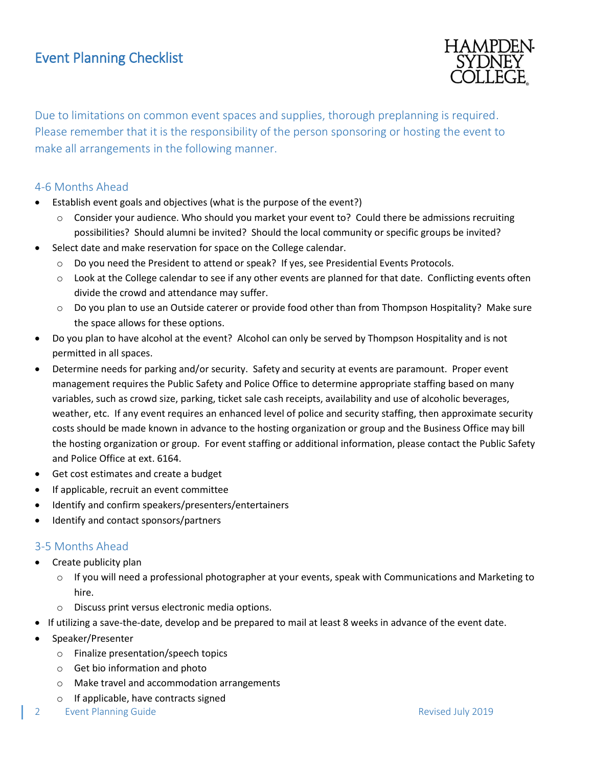# Event Planning Checklist

HAMPDEN-SYDNEY COLLEGE

Due to limitations on common event spaces and supplies, thorough preplanning is required. Please remember that it is the responsibility of the person sponsoring or hosting the event to make all arrangements in the following manner.

## 4-6 Months Ahead

- Establish event goals and objectives (what is the purpose of the event?)
  - Consider your audience. Who should you market your event to? Could there be admissions recruiting possibilities? Should alumni be invited? Should the local community or specific groups be invited?
- Select date and make reservation for space on the College calendar.
  - Do you need the President to attend or speak? If yes, see Presidential Events Protocols.
  - Look at the College calendar to see if any other events are planned for that date. Conflicting events often divide the crowd and attendance may suffer.
  - Do you plan to use an Outside caterer or provide food other than from Thompson Hospitality? Make sure the space allows for these options.
- Do you plan to have alcohol at the event? Alcohol can only be served by Thompson Hospitality and is not permitted in all spaces.
- Determine needs for parking and/or security. Safety and security at events are paramount. Proper event management requires the Public Safety and Police Office to determine appropriate staffing based on many variables, such as crowd size, parking, ticket sale cash receipts, availability and use of alcoholic beverages, weather, etc. If any event requires an enhanced level of police and security staffing, then approximate security costs should be made known in advance to the hosting organization or group and the Business Office may bill the hosting organization or group. For event staffing or additional information, please contact the Public Safety and Police Office at ext. 6164.
- Get cost estimates and create a budget
- If applicable, recruit an event committee
- Identify and confirm speakers/presenters/entertainers
- Identify and contact sponsors/partners

## 3-5 Months Ahead

- Create publicity plan
  - If you will need a professional photographer at your events, speak with Communications and Marketing to hire.
  - Discuss print versus electronic media options.
- If utilizing a save-the-date, develop and be prepared to mail at least 8 weeks in advance of the event date.
- Speaker/Presenter
  - Finalize presentation/speech topics
  - Get bio information and photo
  - Make travel and accommodation arrangements
  - If applicable, have contracts signed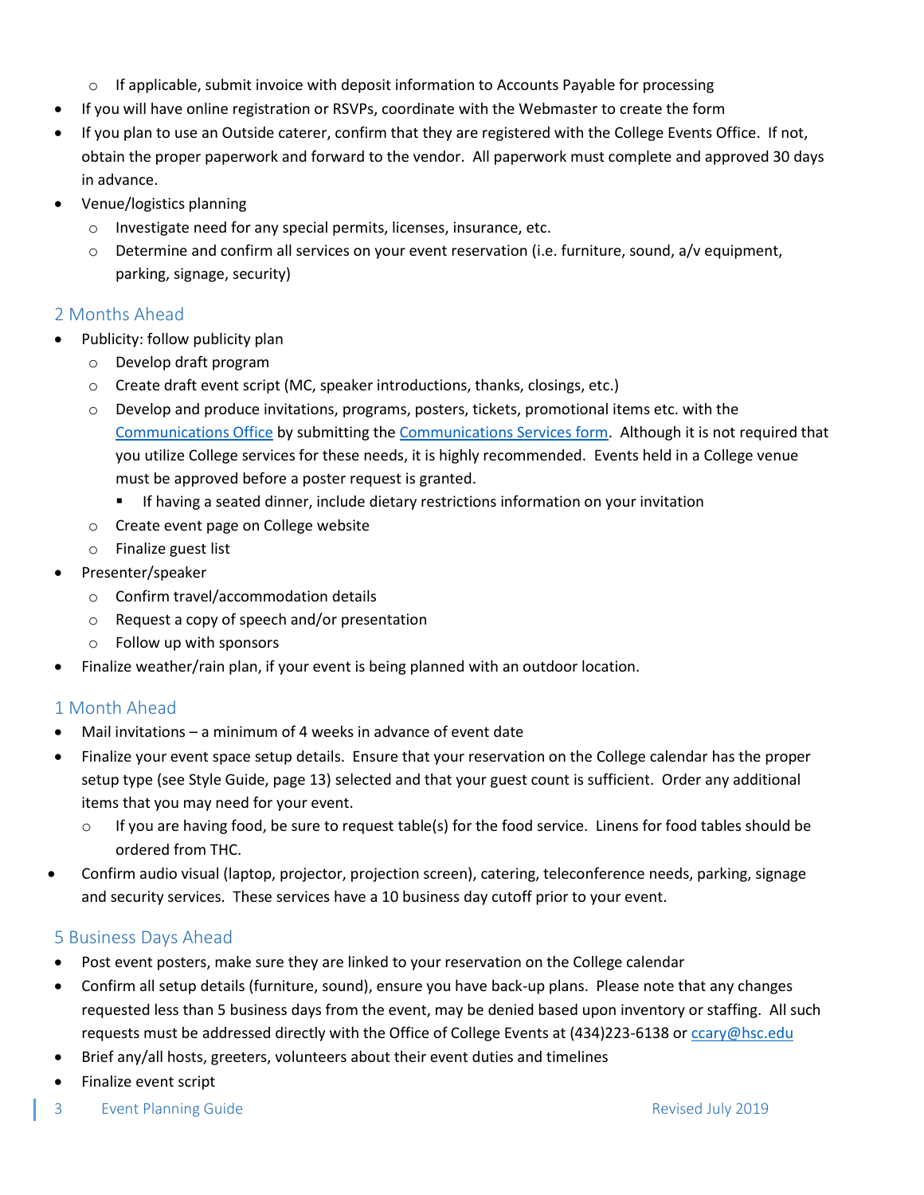- If applicable, submit invoice with deposit information to Accounts Payable for processing
- If you will have online registration or RSVPs, coordinate with the Webmaster to create the form
- If you plan to use an Outside caterer, confirm that they are registered with the College Events Office. If not, obtain the proper paperwork and forward to the vendor. All paperwork must complete and approved 30 days in advance.
- Venue/logistics planning
  - Investigate need for any special permits, licenses, insurance, etc.
  - Determine and confirm all services on your event reservation (i.e. furniture, sound, a/v equipment, parking, signage, security)

## 2 Months Ahead

- Publicity: follow publicity plan
  - Develop draft program
  - Create draft event script (MC, speaker introductions, thanks, closings, etc.)
  - Develop and produce invitations, programs, posters, tickets, promotional items etc. with the [Communications Office](#) by submitting the [Communications Services form](#). Although it is not required that you utilize College services for these needs, it is highly recommended. Events held in a College venue must be approved before a poster request is granted.
    - If having a seated dinner, include dietary restrictions information on your invitation
  - Create event page on College website
  - Finalize guest list
- Presenter/speaker
  - Confirm travel/accommodation details
  - Request a copy of speech and/or presentation
  - Follow up with sponsors
- Finalize weather/rain plan, if your event is being planned with an outdoor location.

## 1 Month Ahead

- Mail invitations – a minimum of 4 weeks in advance of event date
- Finalize your event space setup details. Ensure that your reservation on the College calendar has the proper setup type (see Style Guide, page 13) selected and that your guest count is sufficient. Order any additional items that you may need for your event.
  - If you are having food, be sure to request table(s) for the food service. Linens for food tables should be ordered from THC.
- Confirm audio visual (laptop, projector, projection screen), catering, teleconference needs, parking, signage and security services. These services have a 10 business day cutoff prior to your event.

## 5 Business Days Ahead

- Post event posters, make sure they are linked to your reservation on the College calendar
- Confirm all setup details (furniture, sound), ensure you have back-up plans. Please note that any changes requested less than 5 business days from the event, may be denied based upon inventory or staffing. All such requests must be addressed directly with the Office of College Events at (434)223-6138 or [ccary@hsc.edu](mailto:ccary@hsc.edu)
- Brief any/all hosts, greeters, volunteers about their event duties and timelines
- Finalize event script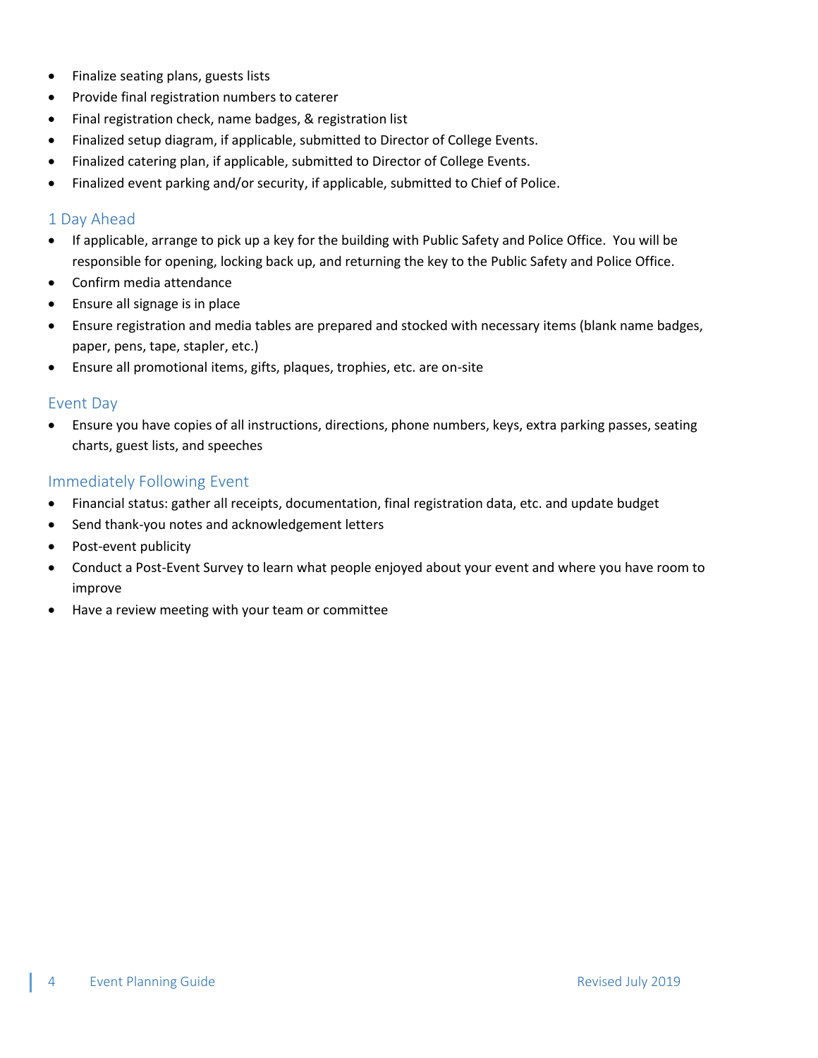- Finalize seating plans, guests lists
- Provide final registration numbers to caterer
- Final registration check, name badges, & registration list
- Finalized setup diagram, if applicable, submitted to Director of College Events.
- Finalized catering plan, if applicable, submitted to Director of College Events.
- Finalized event parking and/or security, if applicable, submitted to Chief of Police.

## 1 Day Ahead

- If applicable, arrange to pick up a key for the building with Public Safety and Police Office. You will be responsible for opening, locking back up, and returning the key to the Public Safety and Police Office.
- Confirm media attendance
- Ensure all signage is in place
- Ensure registration and media tables are prepared and stocked with necessary items (blank name badges, paper, pens, tape, stapler, etc.)
- Ensure all promotional items, gifts, plaques, trophies, etc. are on-site

## Event Day

- Ensure you have copies of all instructions, directions, phone numbers, keys, extra parking passes, seating charts, guest lists, and speeches

## Immediately Following Event

- Financial status: gather all receipts, documentation, final registration data, etc. and update budget
- Send thank-you notes and acknowledgement letters
- Post-event publicity
- Conduct a Post-Event Survey to learn what people enjoyed about your event and where you have room to improve
- Have a review meeting with your team or committee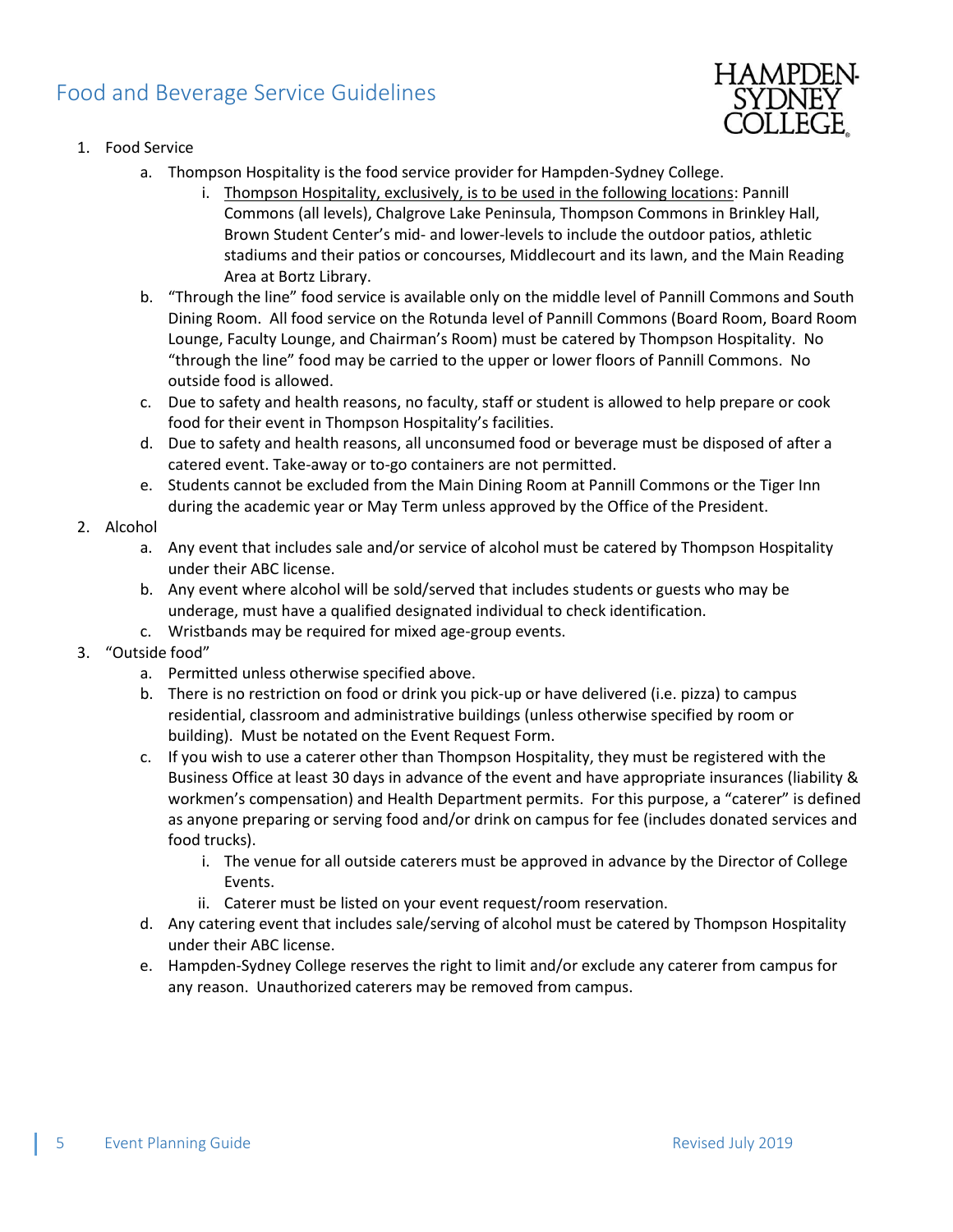## Food and Beverage Service Guidelines

1. Food Service
    a. Thompson Hospitality is the food service provider for Hampden-Sydney College.
        i. <u>Thompson Hospitality, exclusively, is to be used in the following locations</u>: Pannill Commons (all levels), Chalgrove Lake Peninsula, Thompson Commons in Brinkley Hall, Brown Student Center's mid- and lower-levels to include the outdoor patios, athletic stadiums and their patios or concourses, Middlecourt and its lawn, and the Main Reading Area at Bortz Library.
    b. "Through the line" food service is available only on the middle level of Pannill Commons and South Dining Room. All food service on the Rotunda level of Pannill Commons (Board Room, Board Room Lounge, Faculty Lounge, and Chairman's Room) must be catered by Thompson Hospitality. No "through the line" food may be carried to the upper or lower floors of Pannill Commons. No outside food is allowed.
    c. Due to safety and health reasons, no faculty, staff or student is allowed to help prepare or cook food for their event in Thompson Hospitality's facilities.
    d. Due to safety and health reasons, all unconsumed food or beverage must be disposed of after a catered event. Take-away or to-go containers are not permitted.
    e. Students cannot be excluded from the Main Dining Room at Pannill Commons or the Tiger Inn during the academic year or May Term unless approved by the Office of the President.
2. Alcohol
    a. Any event that includes sale and/or service of alcohol must be catered by Thompson Hospitality under their ABC license.
    b. Any event where alcohol will be sold/served that includes students or guests who may be underage, must have a qualified designated individual to check identification.
    c. Wristbands may be required for mixed age-group events.
3. "Outside food"
    a. Permitted unless otherwise specified above.
    b. There is no restriction on food or drink you pick-up or have delivered (i.e. pizza) to campus residential, classroom and administrative buildings (unless otherwise specified by room or building). Must be notated on the Event Request Form.
    c. If you wish to use a caterer other than Thompson Hospitality, they must be registered with the Business Office at least 30 days in advance of the event and have appropriate insurances (liability & workmen's compensation) and Health Department permits. For this purpose, a "caterer" is defined as anyone preparing or serving food and/or drink on campus for fee (includes donated services and food trucks).
        i. The venue for all outside caterers must be approved in advance by the Director of College Events.
        ii. Caterer must be listed on your event request/room reservation.
    d. Any catering event that includes sale/serving of alcohol must be catered by Thompson Hospitality under their ABC license.
    e. Hampden-Sydney College reserves the right to limit and/or exclude any caterer from campus for any reason. Unauthorized caterers may be removed from campus.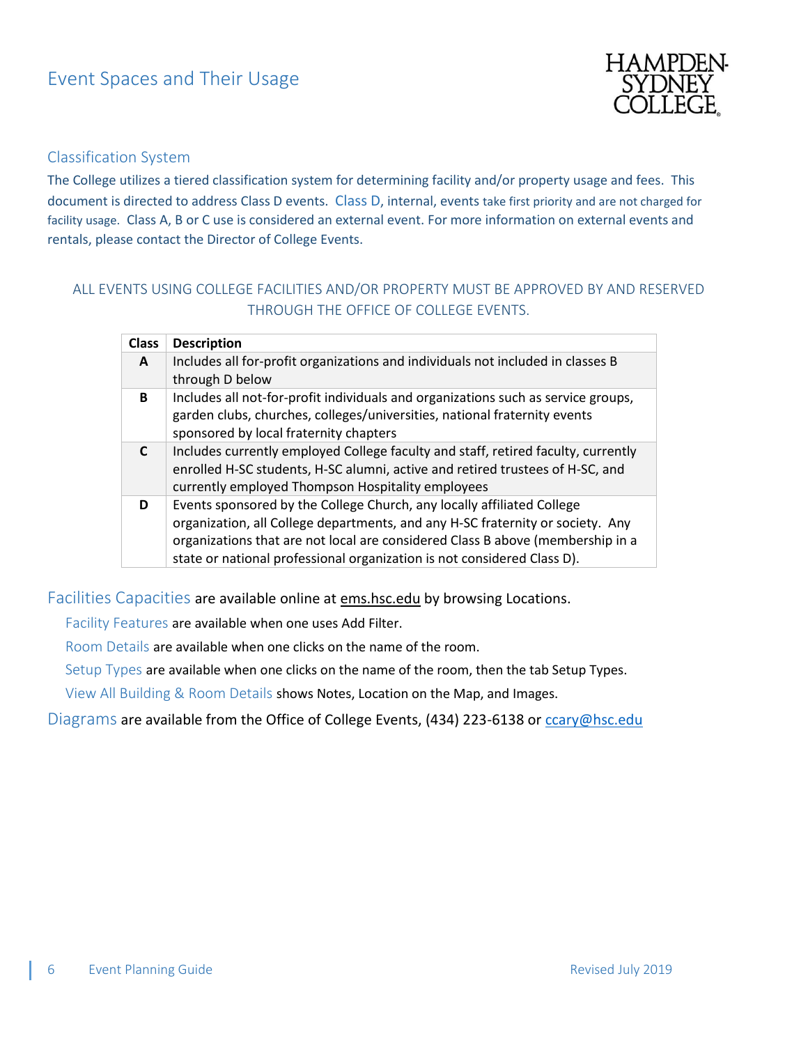# Event Spaces and Their Usage

## Classification System

The College utilizes a tiered classification system for determining facility and/or property usage and fees. This document is directed to address Class D events. Class D, internal, events take first priority and are not charged for facility usage. Class A, B or C use is considered an external event. For more information on external events and rentals, please contact the Director of College Events.

ALL EVENTS USING COLLEGE FACILITIES AND/OR PROPERTY MUST BE APPROVED BY AND RESERVED THROUGH THE OFFICE OF COLLEGE EVENTS.

| Class | Description |
|---|---|
| **A** | Includes all for-profit organizations and individuals not included in classes B through D below |
| **B** | Includes all not-for-profit individuals and organizations such as service groups, garden clubs, churches, colleges/universities, national fraternity events sponsored by local fraternity chapters |
| **C** | Includes currently employed College faculty and staff, retired faculty, currently enrolled H-SC students, H-SC alumni, active and retired trustees of H-SC, and currently employed Thompson Hospitality employees |
| **D** | Events sponsored by the College Church, any locally affiliated College organization, all College departments, and any H-SC fraternity or society. Any organizations that are not local are considered Class B above (membership in a state or national professional organization is not considered Class D). |

Facilities Capacities are available online at ems.hsc.edu by browsing Locations.

- Facility Features are available when one uses Add Filter.
- Room Details are available when one clicks on the name of the room.
- Setup Types are available when one clicks on the name of the room, then the tab Setup Types.
- View All Building & Room Details shows Notes, Location on the Map, and Images.

Diagrams are available from the Office of College Events, (434) 223-6138 or ccary@hsc.edu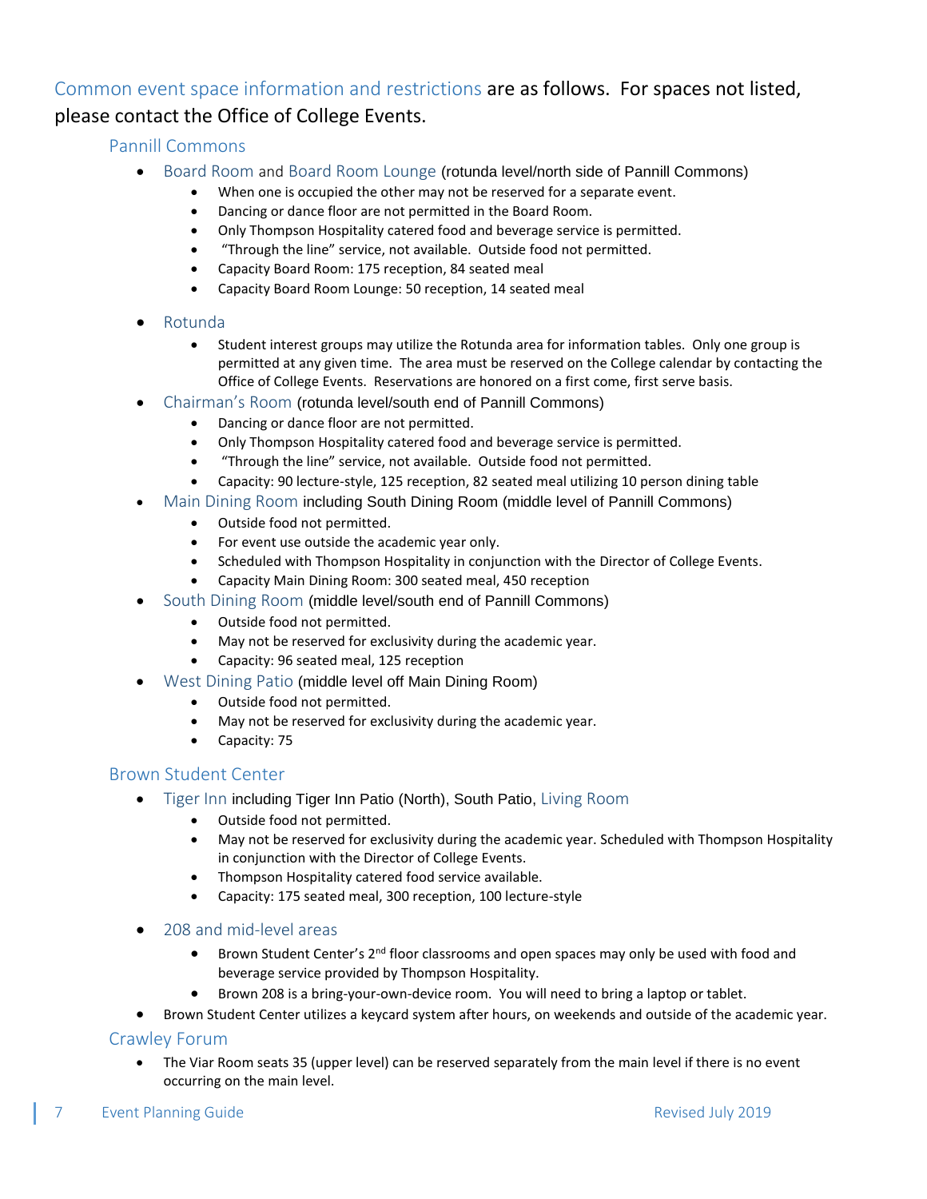Common event space information and restrictions are as follows. For spaces not listed, please contact the Office of College Events.

## Pannill Commons

- Board Room and Board Room Lounge (rotunda level/north side of Pannill Commons)
  - When one is occupied the other may not be reserved for a separate event.
  - Dancing or dance floor are not permitted in the Board Room.
  - Only Thompson Hospitality catered food and beverage service is permitted.
  - "Through the line" service, not available. Outside food not permitted.
  - Capacity Board Room: 175 reception, 84 seated meal
  - Capacity Board Room Lounge: 50 reception, 14 seated meal
- Rotunda
  - Student interest groups may utilize the Rotunda area for information tables. Only one group is permitted at any given time. The area must be reserved on the College calendar by contacting the Office of College Events. Reservations are honored on a first come, first serve basis.
- Chairman's Room (rotunda level/south end of Pannill Commons)
  - Dancing or dance floor are not permitted.
  - Only Thompson Hospitality catered food and beverage service is permitted.
  - "Through the line" service, not available. Outside food not permitted.
  - Capacity: 90 lecture-style, 125 reception, 82 seated meal utilizing 10 person dining table
- Main Dining Room including South Dining Room (middle level of Pannill Commons)
  - Outside food not permitted.
  - For event use outside the academic year only.
  - Scheduled with Thompson Hospitality in conjunction with the Director of College Events.
  - Capacity Main Dining Room: 300 seated meal, 450 reception
- South Dining Room (middle level/south end of Pannill Commons)
  - Outside food not permitted.
  - May not be reserved for exclusivity during the academic year.
  - Capacity: 96 seated meal, 125 reception
- West Dining Patio (middle level off Main Dining Room)
  - Outside food not permitted.
  - May not be reserved for exclusivity during the academic year.
  - Capacity: 75

## Brown Student Center

- Tiger Inn including Tiger Inn Patio (North), South Patio, Living Room
  - Outside food not permitted.
  - May not be reserved for exclusivity during the academic year. Scheduled with Thompson Hospitality in conjunction with the Director of College Events.
  - Thompson Hospitality catered food service available.
  - Capacity: 175 seated meal, 300 reception, 100 lecture-style
- 208 and mid-level areas
  - Brown Student Center's 2nd floor classrooms and open spaces may only be used with food and beverage service provided by Thompson Hospitality.
  - Brown 208 is a bring-your-own-device room. You will need to bring a laptop or tablet.
- Brown Student Center utilizes a keycard system after hours, on weekends and outside of the academic year.

## Crawley Forum

- The Viar Room seats 35 (upper level) can be reserved separately from the main level if there is no event occurring on the main level.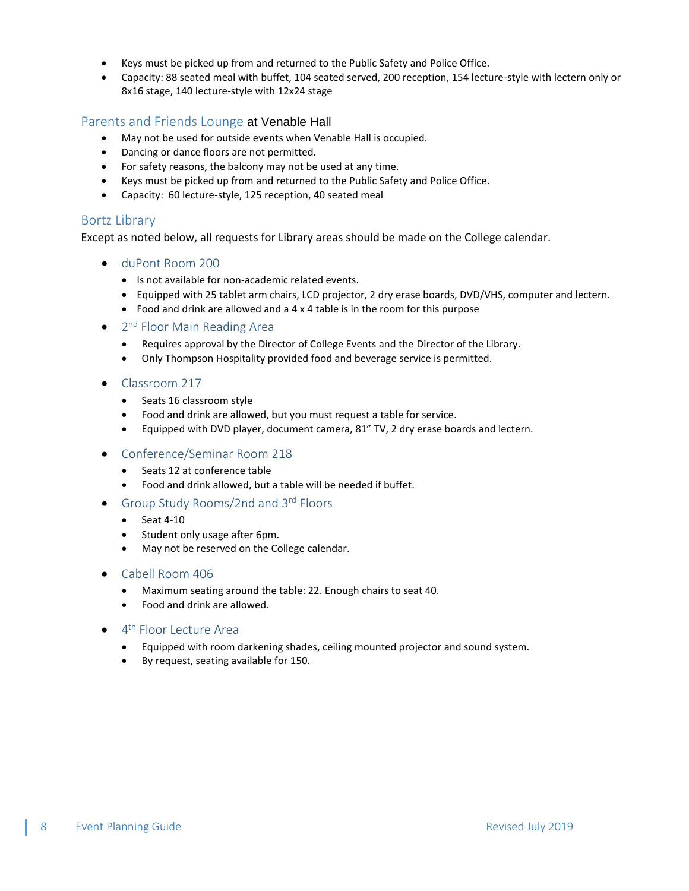- Keys must be picked up from and returned to the Public Safety and Police Office.
- Capacity: 88 seated meal with buffet, 104 seated served, 200 reception, 154 lecture-style with lectern only or 8x16 stage, 140 lecture-style with 12x24 stage

### Parents and Friends Lounge at Venable Hall

- May not be used for outside events when Venable Hall is occupied.
- Dancing or dance floors are not permitted.
- For safety reasons, the balcony may not be used at any time.
- Keys must be picked up from and returned to the Public Safety and Police Office.
- Capacity: 60 lecture-style, 125 reception, 40 seated meal

### Bortz Library

Except as noted below, all requests for Library areas should be made on the College calendar.

- duPont Room 200
  - Is not available for non-academic related events.
  - Equipped with 25 tablet arm chairs, LCD projector, 2 dry erase boards, DVD/VHS, computer and lectern.
  - Food and drink are allowed and a 4 x 4 table is in the room for this purpose
- 2nd Floor Main Reading Area
  - Requires approval by the Director of College Events and the Director of the Library.
  - Only Thompson Hospitality provided food and beverage service is permitted.
- Classroom 217
  - Seats 16 classroom style
  - Food and drink are allowed, but you must request a table for service.
  - Equipped with DVD player, document camera, 81" TV, 2 dry erase boards and lectern.
- Conference/Seminar Room 218
  - Seats 12 at conference table
  - Food and drink allowed, but a table will be needed if buffet.
- Group Study Rooms/2nd and 3rd Floors
  - Seat 4-10
  - Student only usage after 6pm.
  - May not be reserved on the College calendar.
- Cabell Room 406
  - Maximum seating around the table: 22. Enough chairs to seat 40.
  - Food and drink are allowed.
- 4th Floor Lecture Area
  - Equipped with room darkening shades, ceiling mounted projector and sound system.
  - By request, seating available for 150.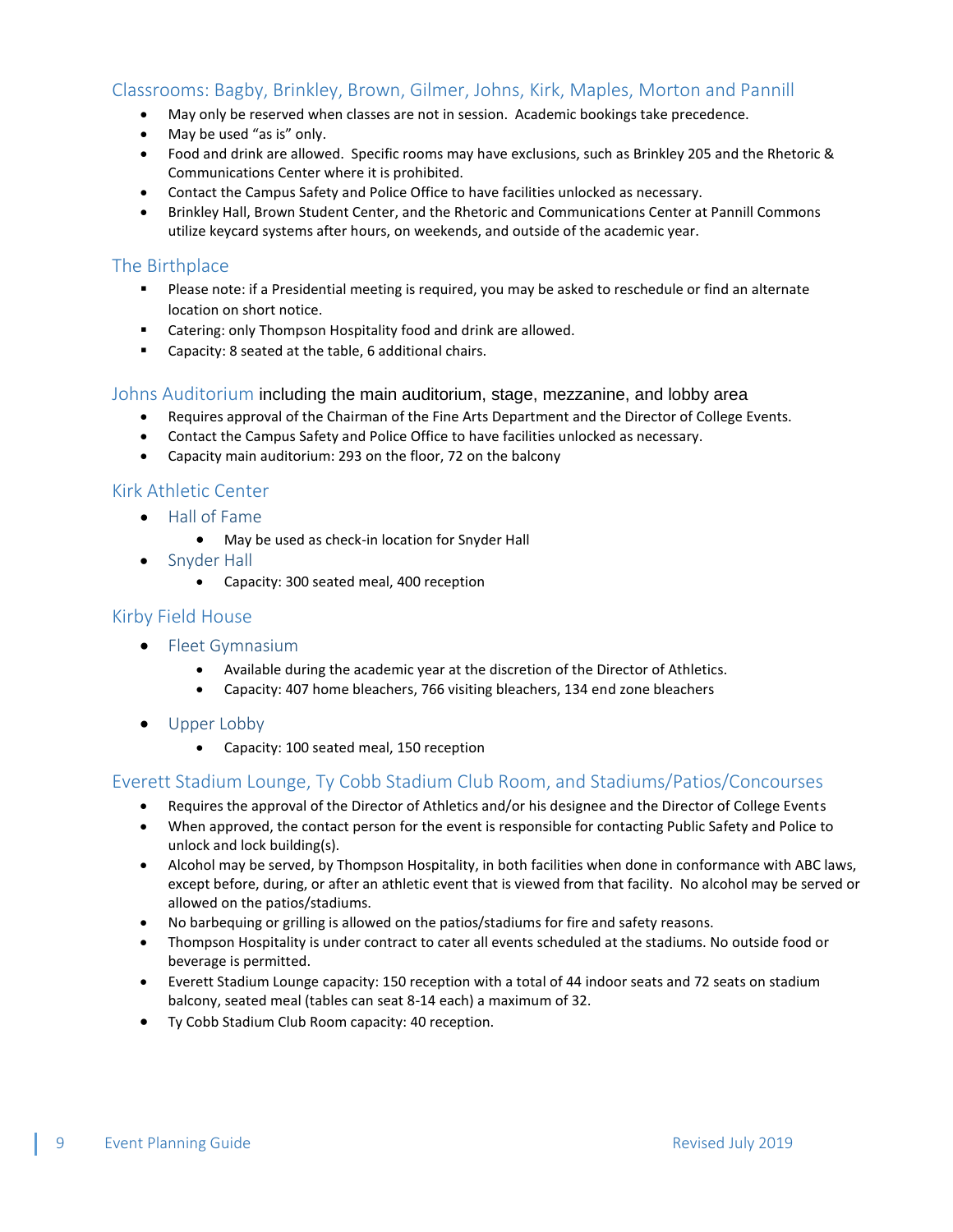## Classrooms: Bagby, Brinkley, Brown, Gilmer, Johns, Kirk, Maples, Morton and Pannill

- May only be reserved when classes are not in session. Academic bookings take precedence.
- May be used "as is" only.
- Food and drink are allowed. Specific rooms may have exclusions, such as Brinkley 205 and the Rhetoric & Communications Center where it is prohibited.
- Contact the Campus Safety and Police Office to have facilities unlocked as necessary.
- Brinkley Hall, Brown Student Center, and the Rhetoric and Communications Center at Pannill Commons utilize keycard systems after hours, on weekends, and outside of the academic year.

## The Birthplace

- Please note: if a Presidential meeting is required, you may be asked to reschedule or find an alternate location on short notice.
- Catering: only Thompson Hospitality food and drink are allowed.
- Capacity: 8 seated at the table, 6 additional chairs.

## Johns Auditorium including the main auditorium, stage, mezzanine, and lobby area

- Requires approval of the Chairman of the Fine Arts Department and the Director of College Events.
- Contact the Campus Safety and Police Office to have facilities unlocked as necessary.
- Capacity main auditorium: 293 on the floor, 72 on the balcony

## Kirk Athletic Center

- Hall of Fame
  - May be used as check-in location for Snyder Hall
- Snyder Hall
  - Capacity: 300 seated meal, 400 reception

## Kirby Field House

- Fleet Gymnasium
  - Available during the academic year at the discretion of the Director of Athletics.
  - Capacity: 407 home bleachers, 766 visiting bleachers, 134 end zone bleachers
- Upper Lobby
  - Capacity: 100 seated meal, 150 reception

## Everett Stadium Lounge, Ty Cobb Stadium Club Room, and Stadiums/Patios/Concourses

- Requires the approval of the Director of Athletics and/or his designee and the Director of College Events
- When approved, the contact person for the event is responsible for contacting Public Safety and Police to unlock and lock building(s).
- Alcohol may be served, by Thompson Hospitality, in both facilities when done in conformance with ABC laws, except before, during, or after an athletic event that is viewed from that facility. No alcohol may be served or allowed on the patios/stadiums.
- No barbequing or grilling is allowed on the patios/stadiums for fire and safety reasons.
- Thompson Hospitality is under contract to cater all events scheduled at the stadiums. No outside food or beverage is permitted.
- Everett Stadium Lounge capacity: 150 reception with a total of 44 indoor seats and 72 seats on stadium balcony, seated meal (tables can seat 8-14 each) a maximum of 32.
- Ty Cobb Stadium Club Room capacity: 40 reception.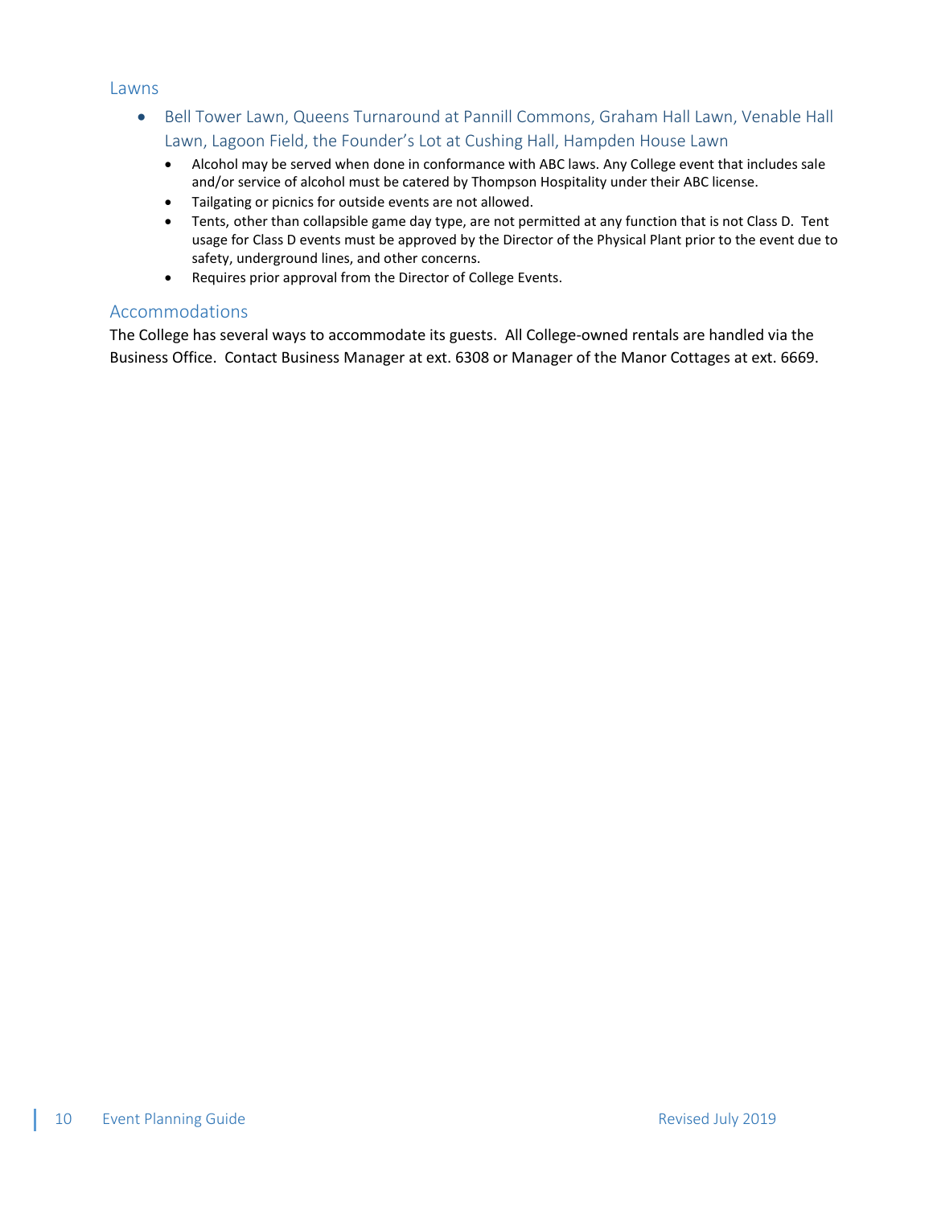## Lawns

- Bell Tower Lawn, Queens Turnaround at Pannill Commons, Graham Hall Lawn, Venable Hall Lawn, Lagoon Field, the Founder's Lot at Cushing Hall, Hampden House Lawn
  - Alcohol may be served when done in conformance with ABC laws. Any College event that includes sale and/or service of alcohol must be catered by Thompson Hospitality under their ABC license.
  - Tailgating or picnics for outside events are not allowed.
  - Tents, other than collapsible game day type, are not permitted at any function that is not Class D. Tent usage for Class D events must be approved by the Director of the Physical Plant prior to the event due to safety, underground lines, and other concerns.
  - Requires prior approval from the Director of College Events.

## Accommodations

The College has several ways to accommodate its guests. All College-owned rentals are handled via the Business Office. Contact Business Manager at ext. 6308 or Manager of the Manor Cottages at ext. 6669.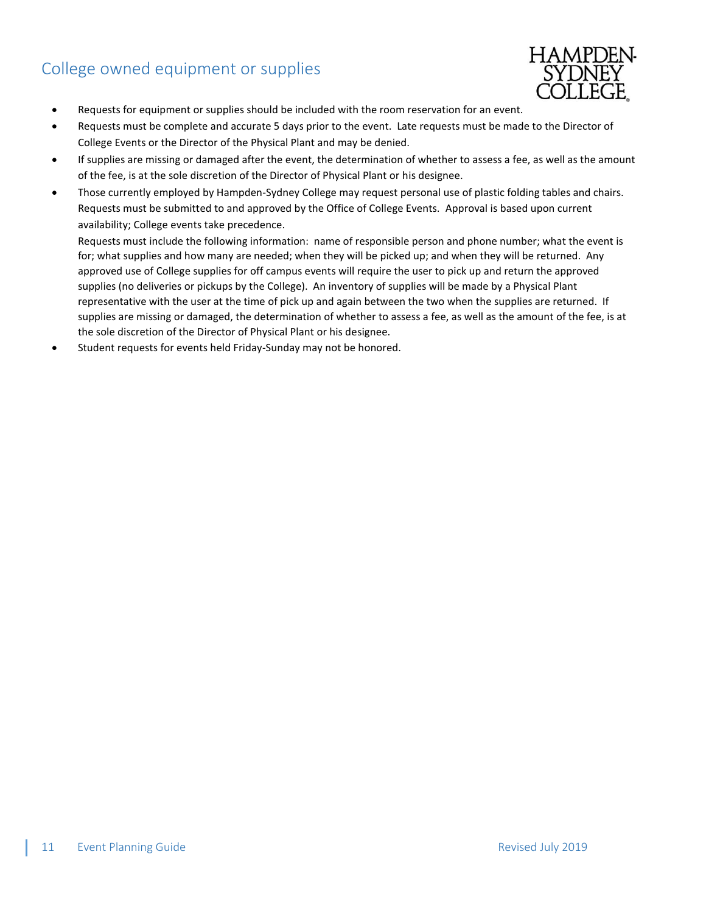## College owned equipment or supplies

- Requests for equipment or supplies should be included with the room reservation for an event.
- Requests must be complete and accurate 5 days prior to the event. Late requests must be made to the Director of College Events or the Director of the Physical Plant and may be denied.
- If supplies are missing or damaged after the event, the determination of whether to assess a fee, as well as the amount of the fee, is at the sole discretion of the Director of Physical Plant or his designee.
- Those currently employed by Hampden-Sydney College may request personal use of plastic folding tables and chairs. Requests must be submitted to and approved by the Office of College Events. Approval is based upon current availability; College events take precedence.

  Requests must include the following information: name of responsible person and phone number; what the event is for; what supplies and how many are needed; when they will be picked up; and when they will be returned. Any approved use of College supplies for off campus events will require the user to pick up and return the approved supplies (no deliveries or pickups by the College). An inventory of supplies will be made by a Physical Plant representative with the user at the time of pick up and again between the two when the supplies are returned. If supplies are missing or damaged, the determination of whether to assess a fee, as well as the amount of the fee, is at the sole discretion of the Director of Physical Plant or his designee.
- Student requests for events held Friday-Sunday may not be honored.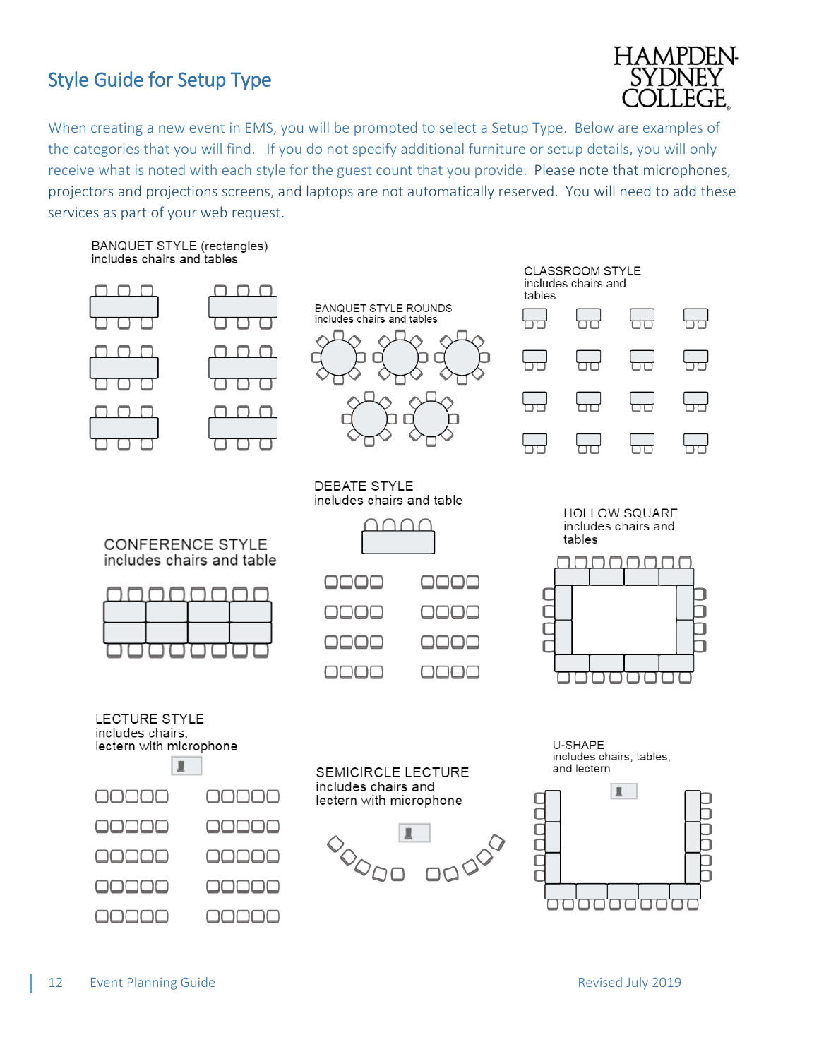# Style Guide for Setup Type

HAMPDEN-SYDNEY COLLEGE

When creating a new event in EMS, you will be prompted to select a Setup Type. Below are examples of the categories that you will find. If you do not specify additional furniture or setup details, you will only receive what is noted with each style for the guest count that you provide. Please note that microphones, projectors and projections screens, and laptops are not automatically reserved. You will need to add these services as part of your web request.

BANQUET STYLE (rectangles)
includes chairs and tables

BANQUET STYLE ROUNDS
includes chairs and tables

CLASSROOM STYLE
includes chairs and tables

CONFERENCE STYLE
includes chairs and table

DEBATE STYLE
includes chairs and table

HOLLOW SQUARE
includes chairs and tables

LECTURE STYLE
includes chairs,
lectern with microphone

SEMICIRCLE LECTURE
includes chairs and
lectern with microphone

U-SHAPE
includes chairs, tables,
and lectern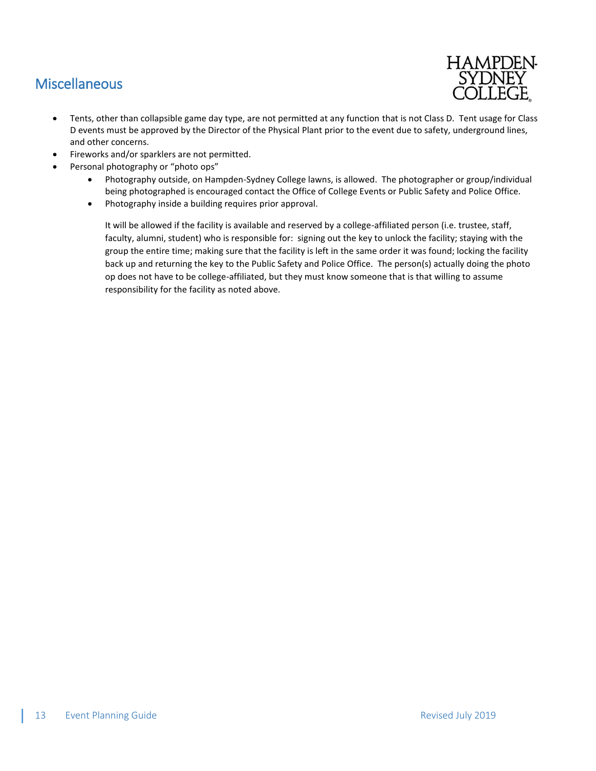## Miscellaneous

- Tents, other than collapsible game day type, are not permitted at any function that is not Class D. Tent usage for Class D events must be approved by the Director of the Physical Plant prior to the event due to safety, underground lines, and other concerns.
- Fireworks and/or sparklers are not permitted.
- Personal photography or "photo ops"
    - Photography outside, on Hampden-Sydney College lawns, is allowed. The photographer or group/individual being photographed is encouraged contact the Office of College Events or Public Safety and Police Office.
    - Photography inside a building requires prior approval.

      It will be allowed if the facility is available and reserved by a college-affiliated person (i.e. trustee, staff, faculty, alumni, student) who is responsible for: signing out the key to unlock the facility; staying with the group the entire time; making sure that the facility is left in the same order it was found; locking the facility back up and returning the key to the Public Safety and Police Office. The person(s) actually doing the photo op does not have to be college-affiliated, but they must know someone that is that willing to assume responsibility for the facility as noted above.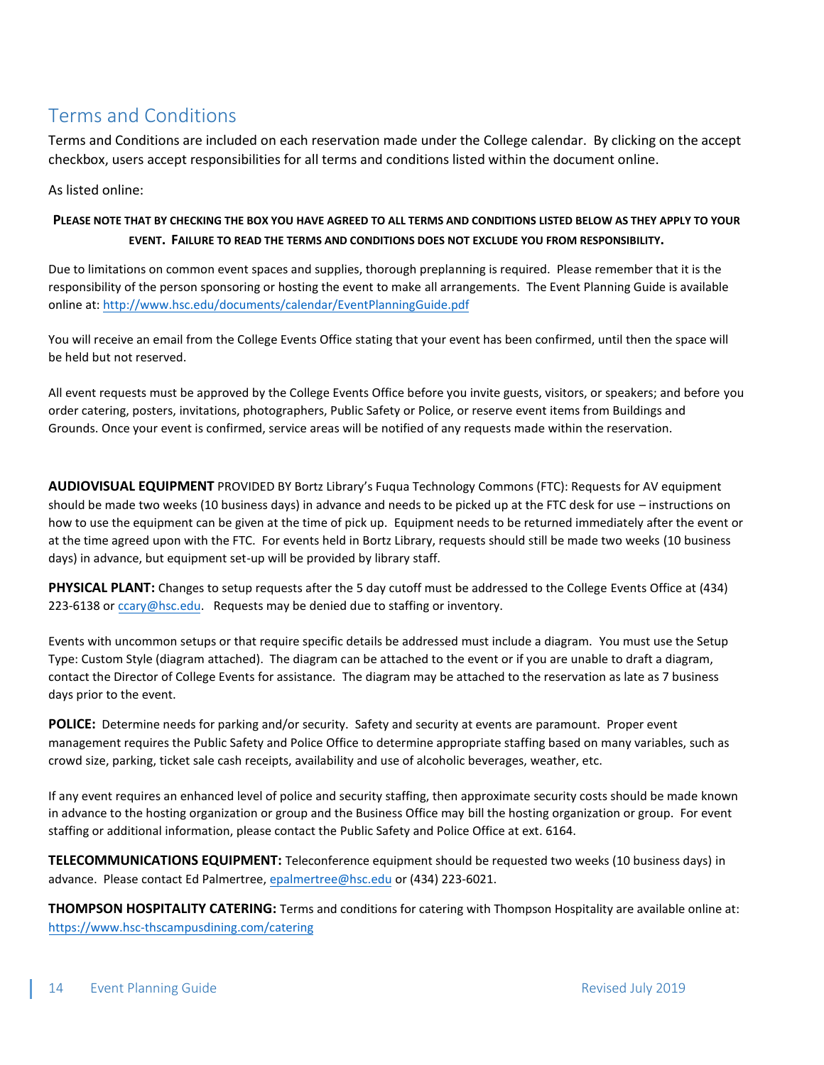## Terms and Conditions

Terms and Conditions are included on each reservation made under the College calendar. By clicking on the accept checkbox, users accept responsibilities for all terms and conditions listed within the document online.

As listed online:

**PLEASE NOTE THAT BY CHECKING THE BOX YOU HAVE AGREED TO ALL TERMS AND CONDITIONS LISTED BELOW AS THEY APPLY TO YOUR EVENT. FAILURE TO READ THE TERMS AND CONDITIONS DOES NOT EXCLUDE YOU FROM RESPONSIBILITY.**

Due to limitations on common event spaces and supplies, thorough preplanning is required. Please remember that it is the responsibility of the person sponsoring or hosting the event to make all arrangements. The Event Planning Guide is available online at: http://www.hsc.edu/documents/calendar/EventPlanningGuide.pdf

You will receive an email from the College Events Office stating that your event has been confirmed, until then the space will be held but not reserved.

All event requests must be approved by the College Events Office before you invite guests, visitors, or speakers; and before you order catering, posters, invitations, photographers, Public Safety or Police, or reserve event items from Buildings and Grounds. Once your event is confirmed, service areas will be notified of any requests made within the reservation.

**AUDIOVISUAL EQUIPMENT** PROVIDED BY Bortz Library's Fuqua Technology Commons (FTC): Requests for AV equipment should be made two weeks (10 business days) in advance and needs to be picked up at the FTC desk for use – instructions on how to use the equipment can be given at the time of pick up. Equipment needs to be returned immediately after the event or at the time agreed upon with the FTC. For events held in Bortz Library, requests should still be made two weeks (10 business days) in advance, but equipment set-up will be provided by library staff.

**PHYSICAL PLANT:** Changes to setup requests after the 5 day cutoff must be addressed to the College Events Office at (434) 223-6138 or ccary@hsc.edu. Requests may be denied due to staffing or inventory.

Events with uncommon setups or that require specific details be addressed must include a diagram. You must use the Setup Type: Custom Style (diagram attached). The diagram can be attached to the event or if you are unable to draft a diagram, contact the Director of College Events for assistance. The diagram may be attached to the reservation as late as 7 business days prior to the event.

**POLICE:** Determine needs for parking and/or security. Safety and security at events are paramount. Proper event management requires the Public Safety and Police Office to determine appropriate staffing based on many variables, such as crowd size, parking, ticket sale cash receipts, availability and use of alcoholic beverages, weather, etc.

If any event requires an enhanced level of police and security staffing, then approximate security costs should be made known in advance to the hosting organization or group and the Business Office may bill the hosting organization or group. For event staffing or additional information, please contact the Public Safety and Police Office at ext. 6164.

**TELECOMMUNICATIONS EQUIPMENT:** Teleconference equipment should be requested two weeks (10 business days) in advance. Please contact Ed Palmertree, epalmertree@hsc.edu or (434) 223-6021.

**THOMPSON HOSPITALITY CATERING:** Terms and conditions for catering with Thompson Hospitality are available online at: https://www.hsc-thscampusdining.com/catering